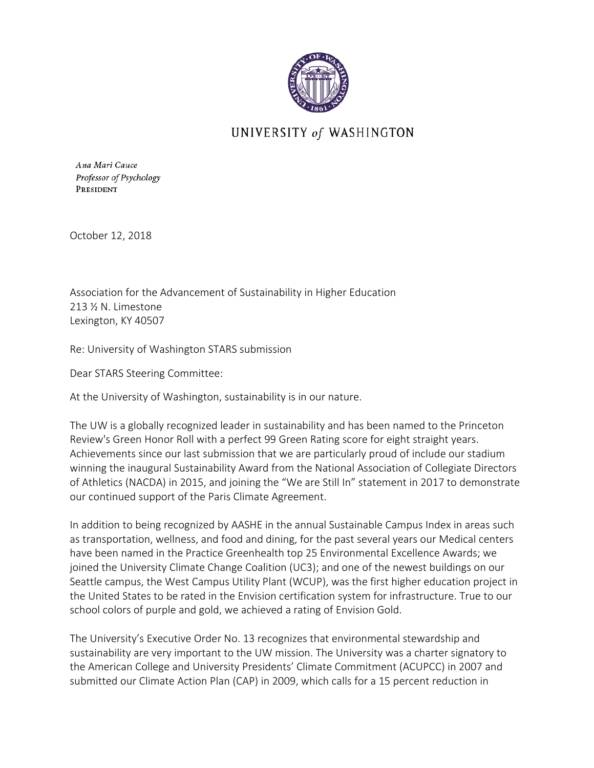UNIVERSITY *of* WASHINGTON

*Ana Mari Cauce*
*Professor of Psychology*
PRESIDENT

October 12, 2018

Association for the Advancement of Sustainability in Higher Education
213 ½ N. Limestone
Lexington, KY 40507

Re: University of Washington STARS submission

Dear STARS Steering Committee:

At the University of Washington, sustainability is in our nature.

The UW is a globally recognized leader in sustainability and has been named to the Princeton Review's Green Honor Roll with a perfect 99 Green Rating score for eight straight years. Achievements since our last submission that we are particularly proud of include our stadium winning the inaugural Sustainability Award from the National Association of Collegiate Directors of Athletics (NACDA) in 2015, and joining the "We are Still In" statement in 2017 to demonstrate our continued support of the Paris Climate Agreement.

In addition to being recognized by AASHE in the annual Sustainable Campus Index in areas such as transportation, wellness, and food and dining, for the past several years our Medical centers have been named in the Practice Greenhealth top 25 Environmental Excellence Awards; we joined the University Climate Change Coalition (UC3); and one of the newest buildings on our Seattle campus, the West Campus Utility Plant (WCUP), was the first higher education project in the United States to be rated in the Envision certification system for infrastructure. True to our school colors of purple and gold, we achieved a rating of Envision Gold.

The University's Executive Order No. 13 recognizes that environmental stewardship and sustainability are very important to the UW mission. The University was a charter signatory to the American College and University Presidents' Climate Commitment (ACUPCC) in 2007 and submitted our Climate Action Plan (CAP) in 2009, which calls for a 15 percent reduction in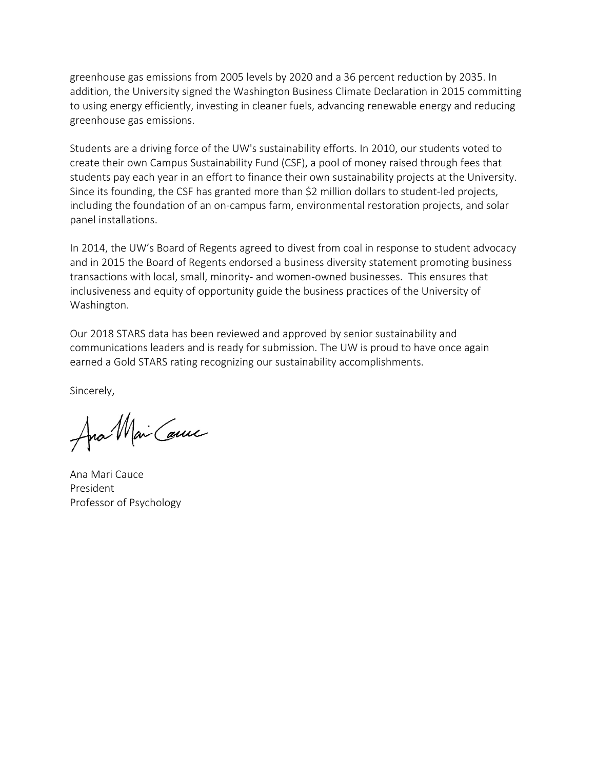greenhouse gas emissions from 2005 levels by 2020 and a 36 percent reduction by 2035. In addition, the University signed the Washington Business Climate Declaration in 2015 committing to using energy efficiently, investing in cleaner fuels, advancing renewable energy and reducing greenhouse gas emissions.

Students are a driving force of the UW's sustainability efforts. In 2010, our students voted to create their own Campus Sustainability Fund (CSF), a pool of money raised through fees that students pay each year in an effort to finance their own sustainability projects at the University. Since its founding, the CSF has granted more than $2 million dollars to student-led projects, including the foundation of an on-campus farm, environmental restoration projects, and solar panel installations.

In 2014, the UW's Board of Regents agreed to divest from coal in response to student advocacy and in 2015 the Board of Regents endorsed a business diversity statement promoting business transactions with local, small, minority- and women-owned businesses. This ensures that inclusiveness and equity of opportunity guide the business practices of the University of Washington.

Our 2018 STARS data has been reviewed and approved by senior sustainability and communications leaders and is ready for submission. The UW is proud to have once again earned a Gold STARS rating recognizing our sustainability accomplishments.

Sincerely,

Ana Mari Cauce
President
Professor of Psychology